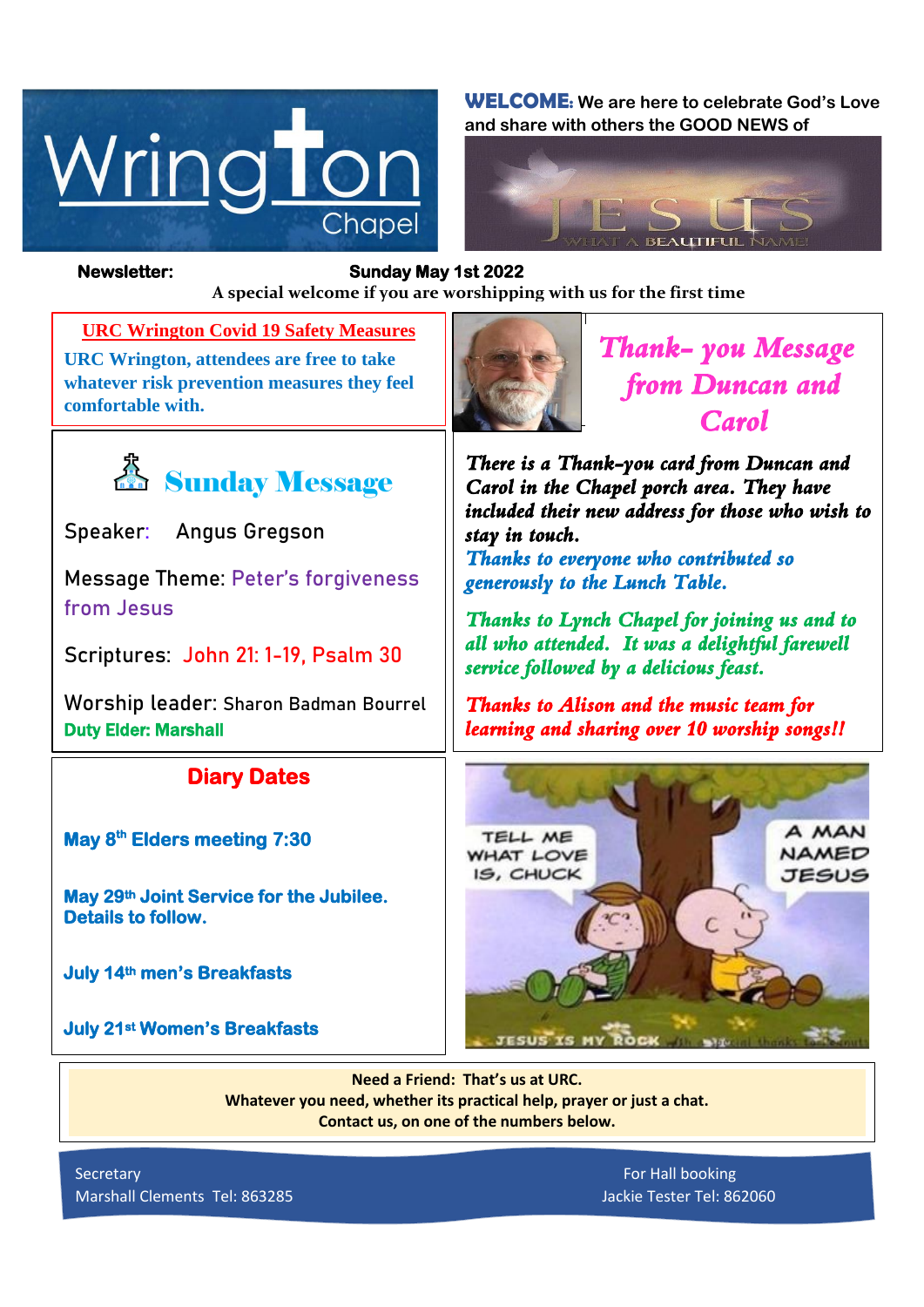# Wrington Chapel

**WELCOME:** We are here to celebrate God's Love and share with others the GOOD NEWS of

JESUS
WHAT A BEAUTIFUL NAME!

**Newsletter: Sunday May 1st 2022**

**A special welcome if you are worshipping with us for the first time**

## URC Wrington Covid 19 Safety Measures

**URC Wrington, attendees are free to take whatever risk prevention measures they feel comfortable with.**

## Sunday Message

Speaker: Angus Gregson

Message Theme: Peter's forgiveness from Jesus

Scriptures: John 21: 1-19, Psalm 30

Worship leader: Sharon Badman Bourrel

**Duty Elder: Marshall**

## Diary Dates

**May 8th Elders meeting 7:30**

**May 29th Joint Service for the Jubilee. Details to follow.**

**July 14th men's Breakfasts**

**July 21st Women's Breakfasts**

## Thank- you Message from Duncan and Carol

***There is a Thank-you card from Duncan and Carol in the Chapel porch area. They have included their new address for those who wish to stay in touch.***

***Thanks to everyone who contributed so generously to the Lunch Table.***

***Thanks to Lynch Chapel for joining us and to all who attended. It was a delightful farewell service followed by a delicious feast.***

***Thanks to Alison and the music team for learning and sharing over 10 worship songs!!***

TELL ME WHAT LOVE IS, CHUCK

A MAN NAMED JESUS

JESUS IS MY ROCK

**Need a Friend: That's us at URC.**
**Whatever you need, whether its practical help, prayer or just a chat.**
**Contact us, on one of the numbers below.**

Secretary
Marshall Clements Tel: 863285

For Hall booking
Jackie Tester Tel: 862060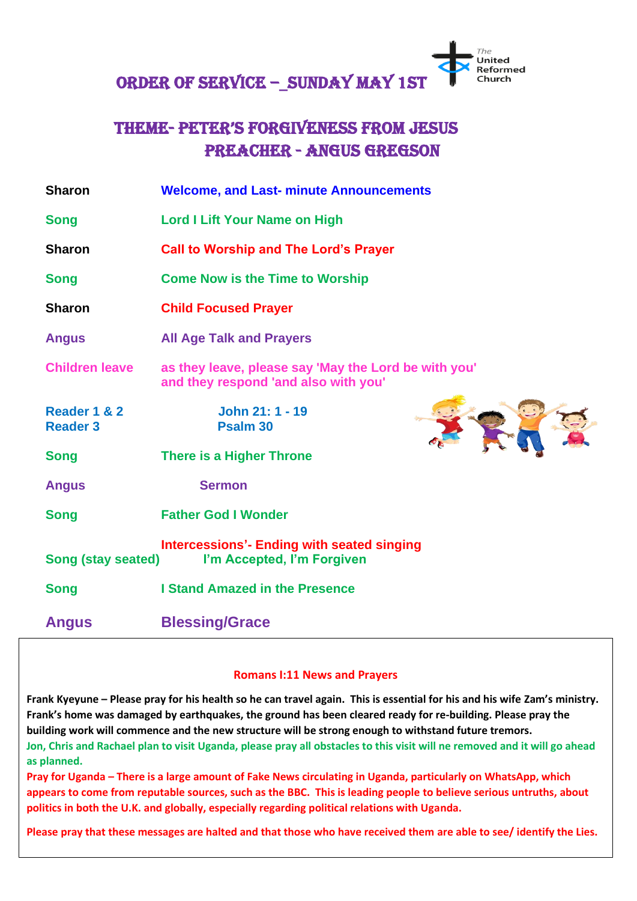# ORDER OF SERVICE –_SUNDAY MAY 1ST

The United Reformed Church

## THEME- PETER'S FORGIVENESS FROM JESUS
## PREACHER - ANGUS GREGSON

| | |
|---|---|
| Sharon | Welcome, and Last- minute Announcements |
| Song | Lord I Lift Your Name on High |
| Sharon | Call to Worship and The Lord's Prayer |
| Song | Come Now is the Time to Worship |
| Sharon | Child Focused Prayer |
| Angus | All Age Talk and Prayers |
| Children leave | as they leave, please say 'May the Lord be with you' and they respond 'and also with you' |
| Reader 1 & 2 | John 21: 1 - 19 |
| Reader 3 | Psalm 30 |
| Song | There is a Higher Throne |
| Angus | Sermon |
| Song | Father God I Wonder |
| | Intercessions'- Ending with seated singing |
| Song (stay seated) | I'm Accepted, I'm Forgiven |
| Song | I Stand Amazed in the Presence |
| Angus | Blessing/Grace |

### Romans I:11 News and Prayers

**Frank Kyeyune – Please pray for his health so he can travel again. This is essential for his and his wife Zam's ministry. Frank's home was damaged by earthquakes, the ground has been cleared ready for re-building. Please pray the building work will commence and the new structure will be strong enough to withstand future tremors.**

**Jon, Chris and Rachael plan to visit Uganda, please pray all obstacles to this visit will ne removed and it will go ahead as planned.**

**Pray for Uganda – There is a large amount of Fake News circulating in Uganda, particularly on WhatsApp, which appears to come from reputable sources, such as the BBC. This is leading people to believe serious untruths, about politics in both the U.K. and globally, especially regarding political relations with Uganda.**

**Please pray that these messages are halted and that those who have received them are able to see/ identify the Lies.**